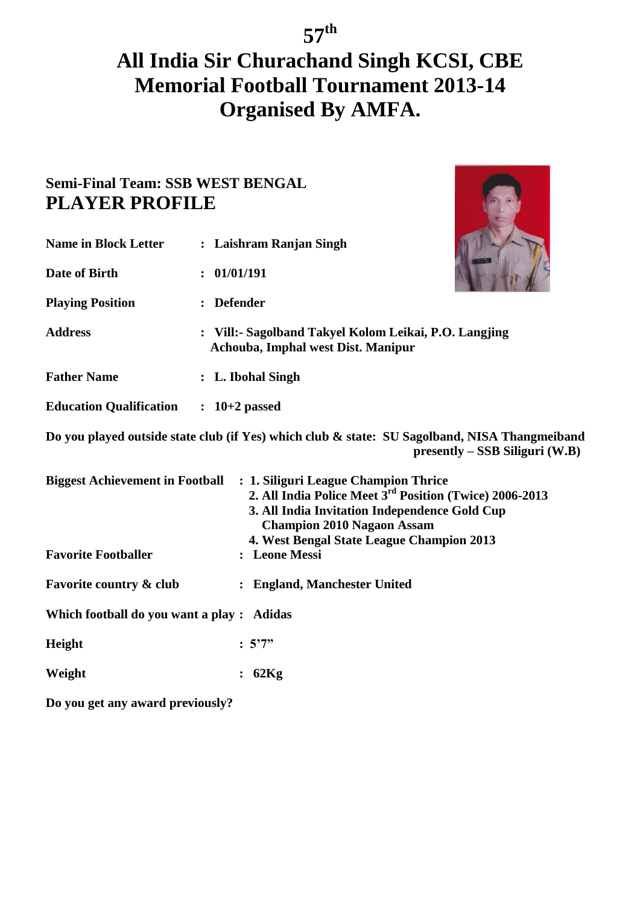# 57th

# All India Sir Churachand Singh KCSI, CBE Memorial Football Tournament 2013-14 Organised By AMFA.

**Semi-Final Team: SSB WEST BENGAL**

## PLAYER PROFILE

**Name in Block Letter** : **Laishram Ranjan Singh**

**Date of Birth** : **01/01/191**

**Playing Position** : **Defender**

**Address** : **Vill:- Sagolband Takyel Kolom Leikai, P.O. Langjing Achouba, Imphal west Dist. Manipur**

**Father Name** : **L. Ibohal Singh**

**Education Qualification** : **10+2 passed**

**Do you played outside state club (if Yes) which club & state: SU Sagolband, NISA Thangmeiband presently – SSB Siliguri (W.B)**

**Biggest Achievement in Football** :

1. **Siliguri League Champion Thrice**
2. **All India Police Meet 3rd Position (Twice) 2006-2013**
3. **All India Invitation Independence Gold Cup Champion 2010 Nagaon Assam**
4. **West Bengal State League Champion 2013**

**Favorite Footballer** : **Leone Messi**

**Favorite country & club** : **England, Manchester United**

**Which football do you want a play** : **Adidas**

**Height** : **5'7"**

**Weight** : **62Kg**

**Do you get any award previously?**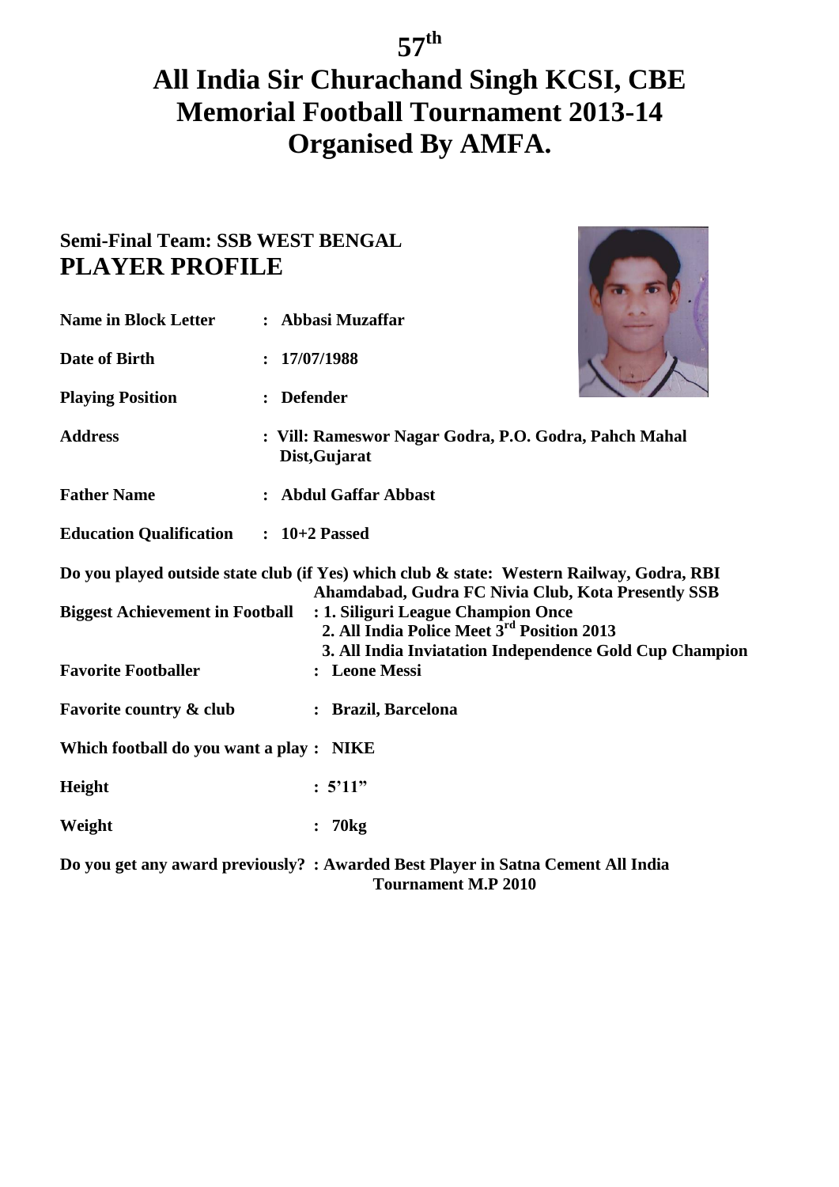# 57th

# All India Sir Churachand Singh KCSI, CBE Memorial Football Tournament 2013-14 Organised By AMFA.

## Semi-Final Team: SSB WEST BENGAL

## PLAYER PROFILE

**Name in Block Letter** : **Abbasi Muzaffar**

**Date of Birth** : **17/07/1988**

**Playing Position** : **Defender**

**Address** : **Vill: Rameswor Nagar Godra, P.O. Godra, Pahch Mahal Dist,Gujarat**

**Father Name** : **Abdul Gaffar Abbast**

**Education Qualification** : **10+2 Passed**

**Do you played outside state club (if Yes) which club & state: Western Railway, Godra, RBI Ahamdabad, Gudra FC Nivia Club, Kota Presently SSB**

**Biggest Achievement in Football** : **1. Siliguri League Champion Once**
**2. All India Police Meet 3rd Position 2013**
**3. All India Inviatation Independence Gold Cup Champion**

**Favorite Footballer** : **Leone Messi**

**Favorite country & club** : **Brazil, Barcelona**

**Which football do you want a play** : **NIKE**

**Height** : **5'11"**

**Weight** : **70kg**

**Do you get any award previously?** : **Awarded Best Player in Satna Cement All India Tournament M.P 2010**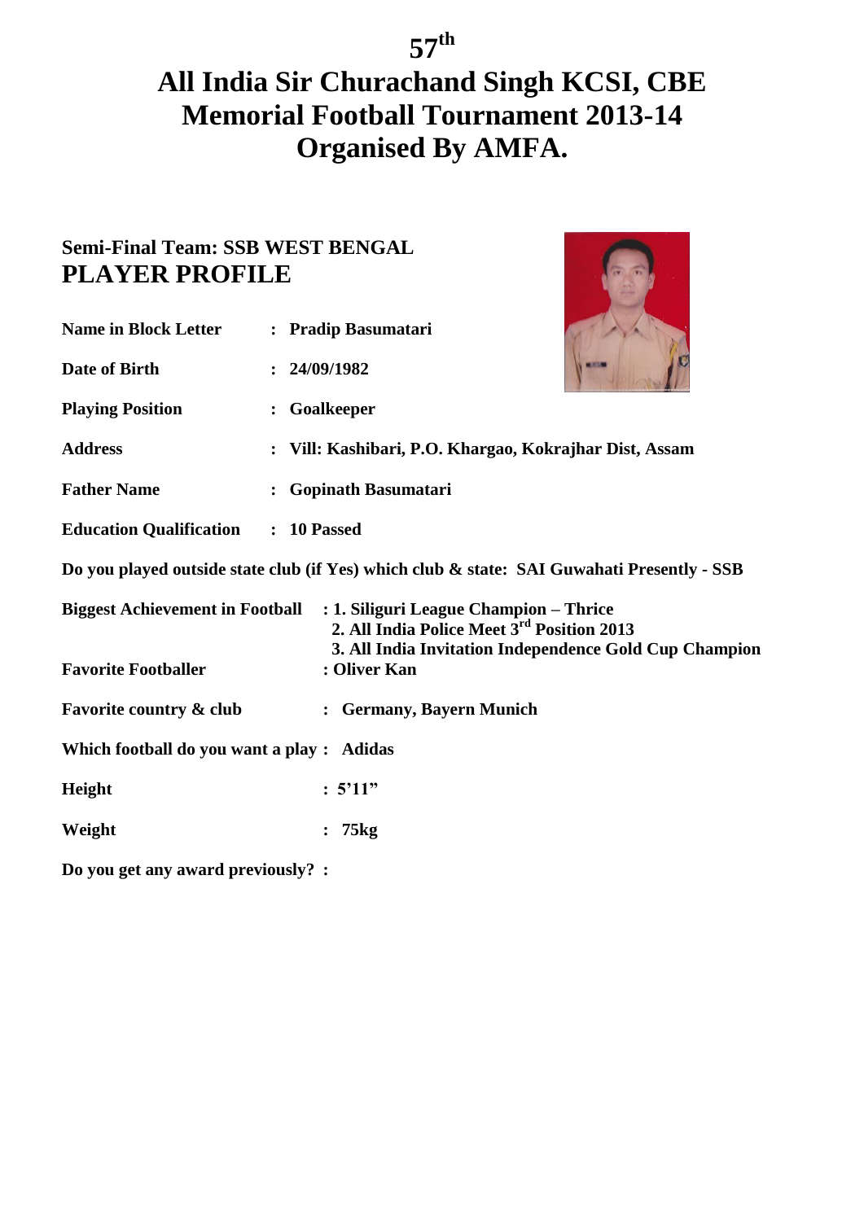# 57th

# All India Sir Churachand Singh KCSI, CBE Memorial Football Tournament 2013-14 Organised By AMFA.

## Semi-Final Team: SSB WEST BENGAL

## PLAYER PROFILE

**Name in Block Letter** : **Pradip Basumatari**

**Date of Birth** : **24/09/1982**

**Playing Position** : **Goalkeeper**

**Address** : **Vill: Kashibari, P.O. Khargao, Kokrajhar Dist, Assam**

**Father Name** : **Gopinath Basumatari**

**Education Qualification** : **10 Passed**

**Do you played outside state club (if Yes) which club & state: SAI Guwahati Presently - SSB**

**Biggest Achievement in Football** : **1. Siliguri League Champion – Thrice**
**2. All India Police Meet 3rd Position 2013**
**3. All India Invitation Independence Gold Cup Champion**

**Favorite Footballer** : **Oliver Kan**

**Favorite country & club** : **Germany, Bayern Munich**

**Which football do you want a play** : **Adidas**

**Height** : **5'11"**

**Weight** : **75kg**

**Do you get any award previously?** :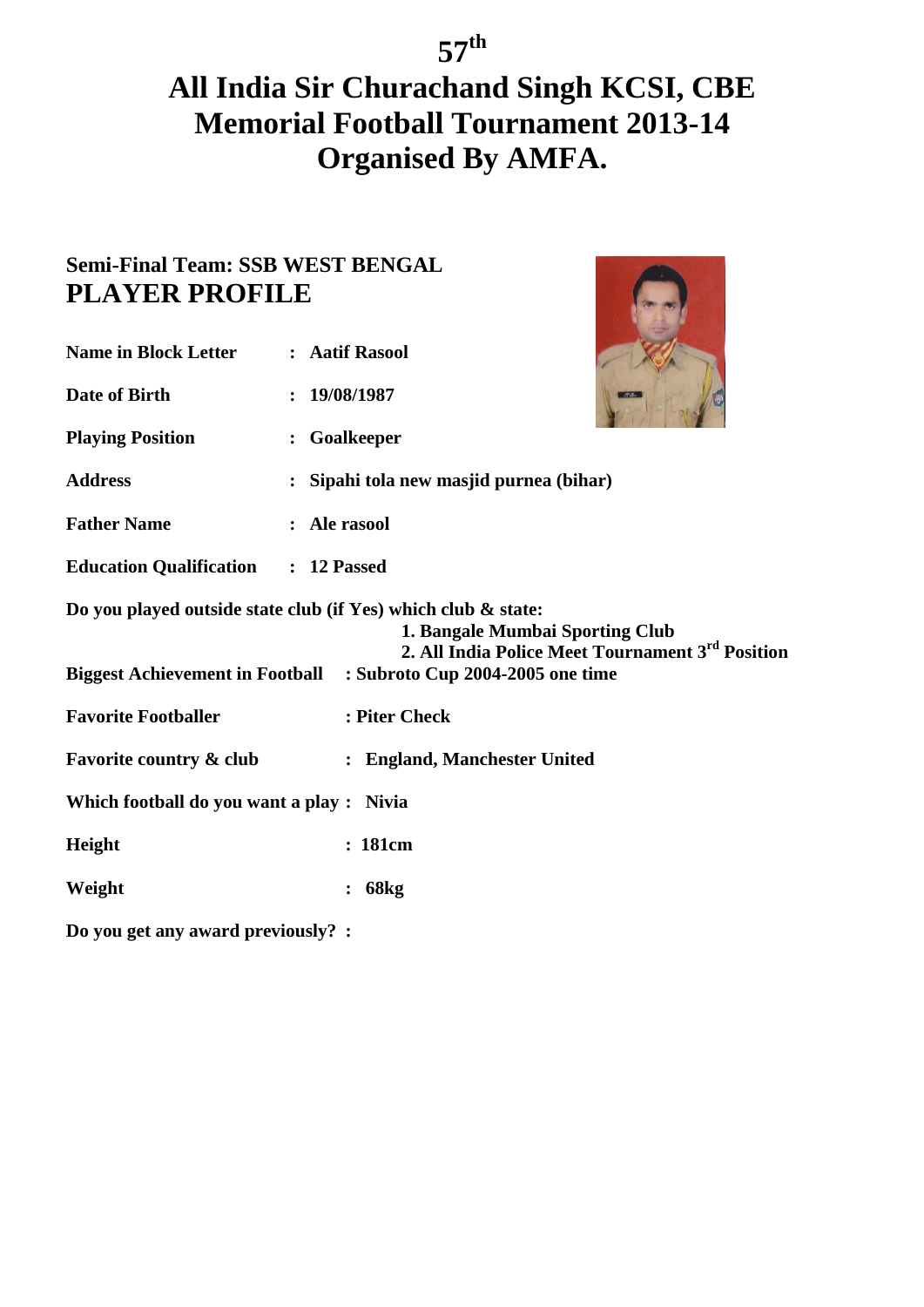# 57th

# All India Sir Churachand Singh KCSI, CBE Memorial Football Tournament 2013-14 Organised By AMFA.

**Semi-Final Team: SSB WEST BENGAL**

## PLAYER PROFILE

**Name in Block Letter** : **Aatif Rasool**

**Date of Birth** : **19/08/1987**

**Playing Position** : **Goalkeeper**

**Address** : **Sipahi tola new masjid purnea (bihar)**

**Father Name** : **Ale rasool**

**Education Qualification** : **12 Passed**

**Do you played outside state club (if Yes) which club & state:**

1. **Bangale Mumbai Sporting Club**
2. **All India Police Meet Tournament 3rd Position**

**Biggest Achievement in Football** : **Subroto Cup 2004-2005 one time**

**Favorite Footballer** : **Piter Check**

**Favorite country & club** : **England, Manchester United**

**Which football do you want a play** : **Nivia**

**Height** : **181cm**

**Weight** : **68kg**

**Do you get any award previously?** :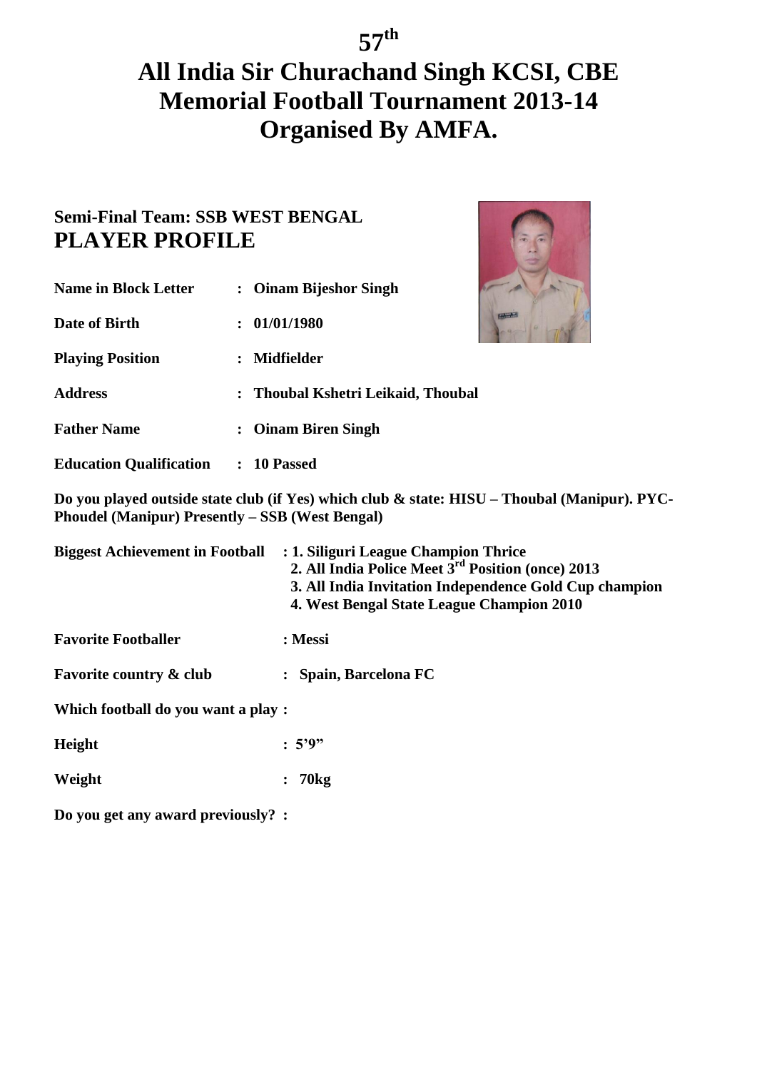# 57th

# All India Sir Churachand Singh KCSI, CBE Memorial Football Tournament 2013-14 Organised By AMFA.

## Semi-Final Team: SSB WEST BENGAL

## PLAYER PROFILE

**Name in Block Letter** : **Oinam Bijeshor Singh**

**Date of Birth** : **01/01/1980**

**Playing Position** : **Midfielder**

**Address** : **Thoubal Kshetri Leikaid, Thoubal**

**Father Name** : **Oinam Biren Singh**

**Education Qualification** : **10 Passed**

**Do you played outside state club (if Yes) which club & state: HISU – Thoubal (Manipur). PYC-Phoudel (Manipur) Presently – SSB (West Bengal)**

**Biggest Achievement in Football** :
**1. Siliguri League Champion Thrice**
**2. All India Police Meet 3rd Position (once) 2013**
**3. All India Invitation Independence Gold Cup champion**
**4. West Bengal State League Champion 2010**

**Favorite Footballer** : **Messi**

**Favorite country & club** : **Spain, Barcelona FC**

**Which football do you want a play :**

**Height** : **5'9"**

**Weight** : **70kg**

**Do you get any award previously? :**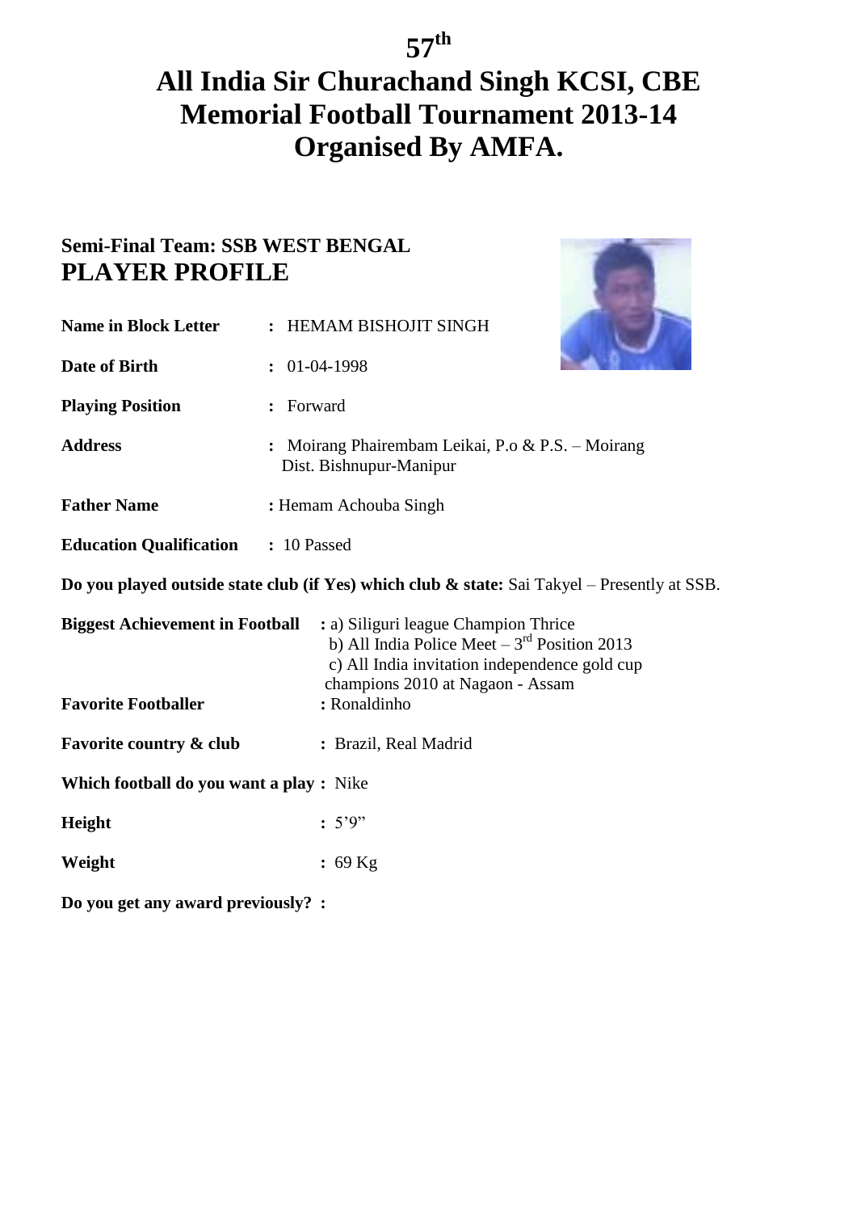# 57th

# All India Sir Churachand Singh KCSI, CBE Memorial Football Tournament 2013-14 Organised By AMFA.

**Semi-Final Team: SSB WEST BENGAL**

## PLAYER PROFILE

**Name in Block Letter** : HEMAM BISHOJIT SINGH

**Date of Birth** : 01-04-1998

**Playing Position** : Forward

**Address** : Moirang Phairembam Leikai, P.o & P.S. – Moirang Dist. Bishnupur-Manipur

**Father Name** : Hemam Achouba Singh

**Education Qualification** : 10 Passed

**Do you played outside state club (if Yes) which club & state:** Sai Takyel – Presently at SSB.

**Biggest Achievement in Football** : a) Siliguri league Champion Thrice
b) All India Police Meet – 3rd Position 2013
c) All India invitation independence gold cup champions 2010 at Nagaon - Assam

**Favorite Footballer** : Ronaldinho

**Favorite country & club** : Brazil, Real Madrid

**Which football do you want a play** : Nike

**Height** : 5'9"

**Weight** : 69 Kg

**Do you get any award previously?** :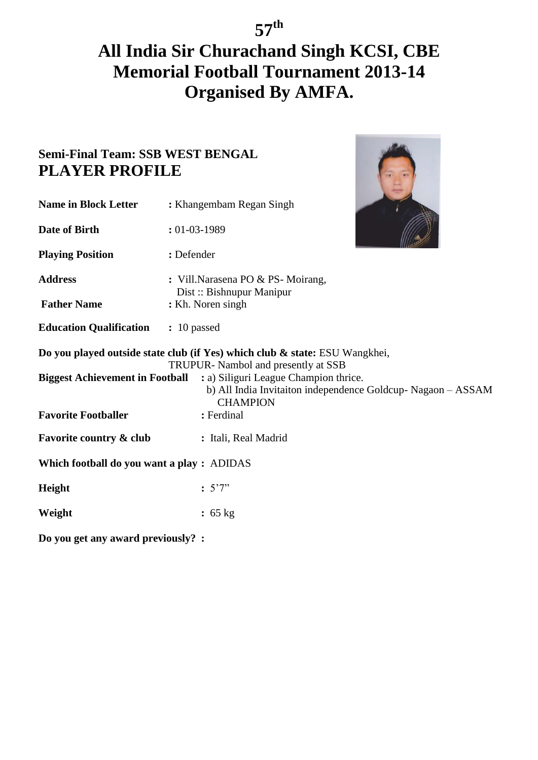# 57th

# All India Sir Churachand Singh KCSI, CBE Memorial Football Tournament 2013-14 Organised By AMFA.

## Semi-Final Team: SSB WEST BENGAL

## PLAYER PROFILE

**Name in Block Letter** : Khangembam Regan Singh

**Date of Birth** : 01-03-1989

**Playing Position** : Defender

**Address** : Vill.Narasena PO & PS- Moirang, Dist :: Bishnupur Manipur

**Father Name** : Kh. Noren singh

**Education Qualification** : 10 passed

**Do you played outside state club (if Yes) which club & state:** ESU Wangkhei, TRUPUR- Nambol and presently at SSB

**Biggest Achievement in Football** : a) Siliguri League Champion thrice.
b) All India Invitaiton independence Goldcup- Nagaon – ASSAM CHAMPION

**Favorite Footballer** : Ferdinal

**Favorite country & club** : Itali, Real Madrid

**Which football do you want a play** : ADIDAS

**Height** : 5'7"

**Weight** : 65 kg

**Do you get any award previously?** :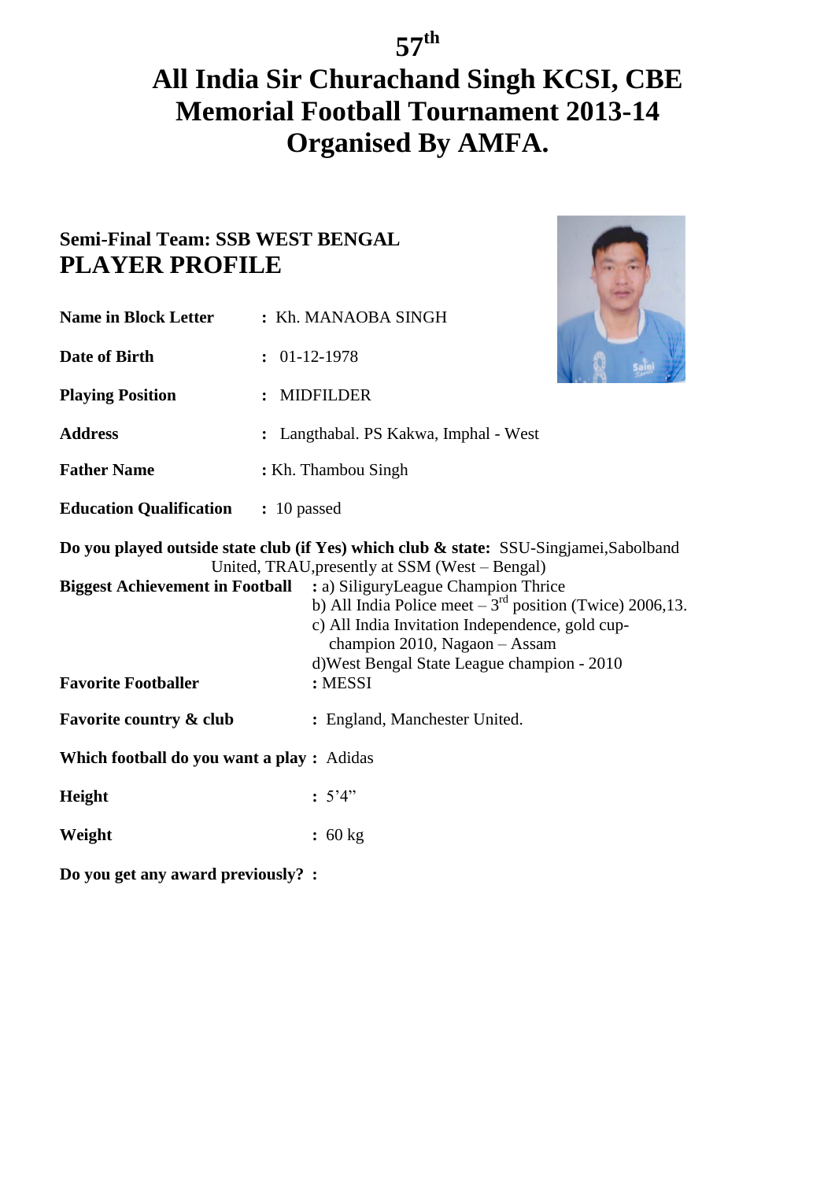# 57th

# All India Sir Churachand Singh KCSI, CBE Memorial Football Tournament 2013-14 Organised By AMFA.

## Semi-Final Team: SSB WEST BENGAL

## PLAYER PROFILE

**Name in Block Letter** : Kh. MANAOBA SINGH

**Date of Birth** : 01-12-1978

**Playing Position** : MIDFILDER

**Address** : Langthabal. PS Kakwa, Imphal - West

**Father Name** : Kh. Thambou Singh

**Education Qualification** : 10 passed

**Do you played outside state club (if Yes) which club & state:** SSU-Singjamei,Sabolband United, TRAU,presently at SSM (West – Bengal)

**Biggest Achievement in Football** :
a) SiliguryLeague Champion Thrice
b) All India Police meet – 3rd position (Twice) 2006,13.
c) All India Invitation Independence, gold cup-champion 2010, Nagaon – Assam
d)West Bengal State League champion - 2010

**Favorite Footballer** : MESSI

**Favorite country & club** : England, Manchester United.

**Which football do you want a play** : Adidas

**Height** : 5'4"

**Weight** : 60 kg

**Do you get any award previously?** :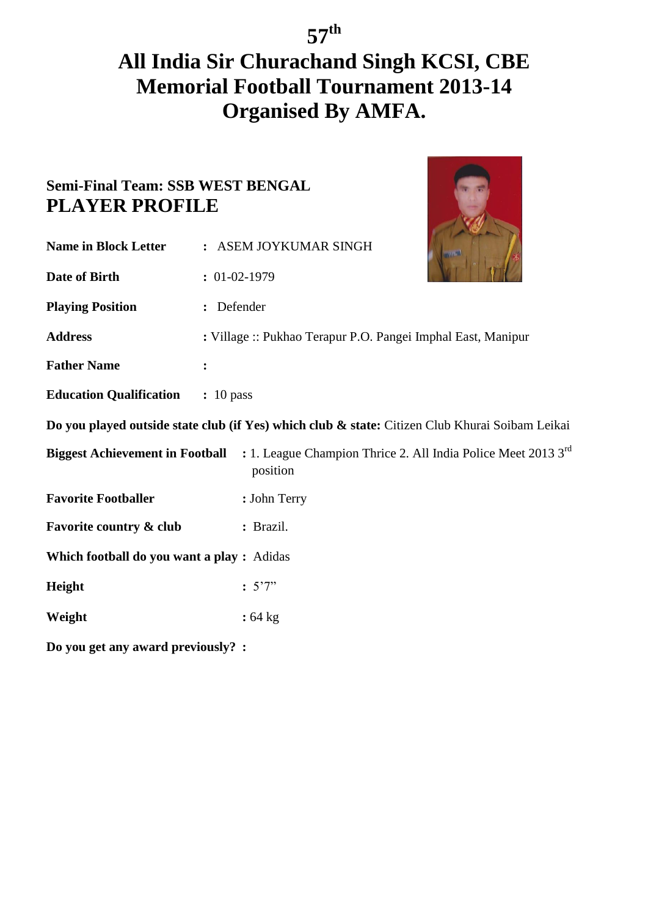# 57th

# All India Sir Churachand Singh KCSI, CBE Memorial Football Tournament 2013-14 Organised By AMFA.

**Semi-Final Team: SSB WEST BENGAL**

## PLAYER PROFILE

**Name in Block Letter** : ASEM JOYKUMAR SINGH

**Date of Birth** : 01-02-1979

**Playing Position** : Defender

**Address** : Village :: Pukhao Terapur P.O. Pangei Imphal East, Manipur

**Father Name** :

**Education Qualification** : 10 pass

**Do you played outside state club (if Yes) which club & state:** Citizen Club Khurai Soibam Leikai

**Biggest Achievement in Football** : 1. League Champion Thrice 2. All India Police Meet 2013 3rd position

**Favorite Footballer** : John Terry

**Favorite country & club** : Brazil.

**Which football do you want a play** : Adidas

**Height** : 5'7"

**Weight** : 64 kg

**Do you get any award previously?** :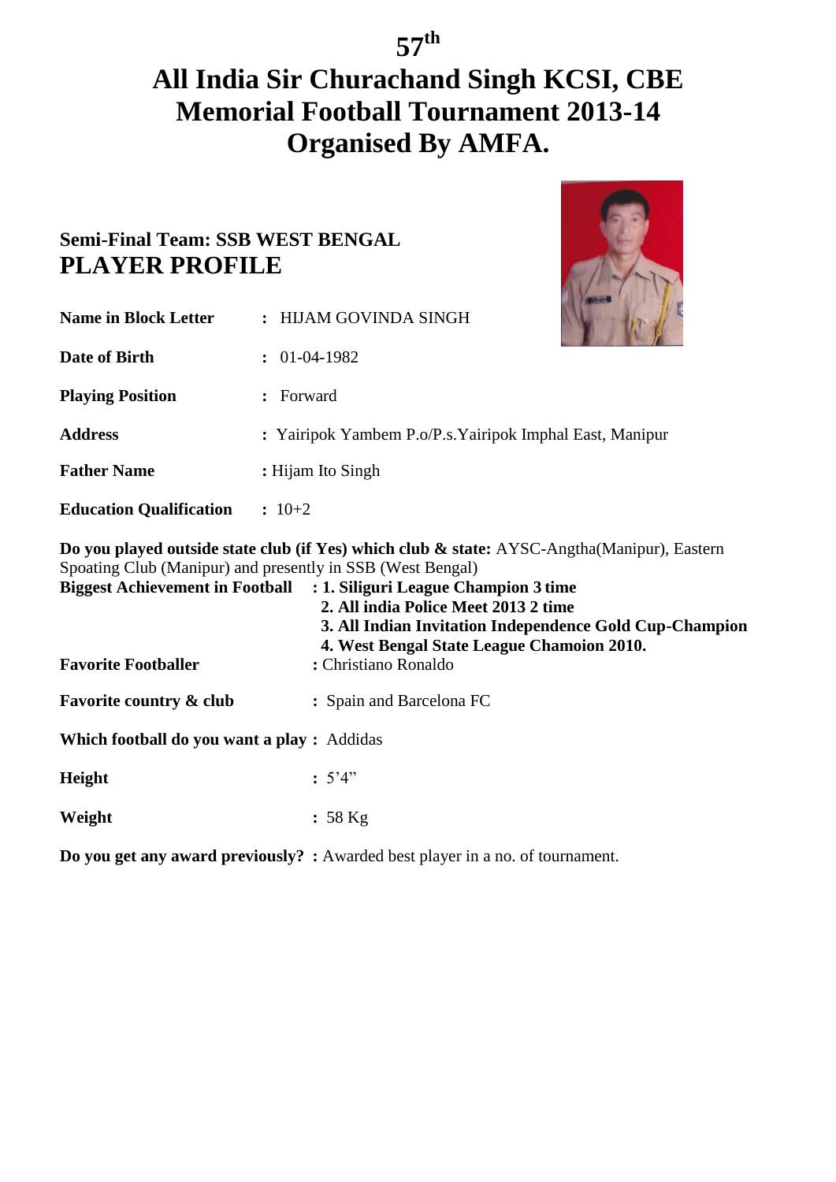# 57th

# All India Sir Churachand Singh KCSI, CBE Memorial Football Tournament 2013-14 Organised By AMFA.

## Semi-Final Team: SSB WEST BENGAL

## PLAYER PROFILE

**Name in Block Letter** : HIJAM GOVINDA SINGH

**Date of Birth** : 01-04-1982

**Playing Position** : Forward

**Address** : Yairipok Yambem P.o/P.s.Yairipok Imphal East, Manipur

**Father Name** : Hijam Ito Singh

**Education Qualification** : 10+2

**Do you played outside state club (if Yes) which club & state:** AYSC-Angtha(Manipur), Eastern Spoating Club (Manipur) and presently in SSB (West Bengal)

**Biggest Achievement in Football** :
**1. Siliguri League Champion 3 time**
**2. All india Police Meet 2013 2 time**
**3. All Indian Invitation Independence Gold Cup-Champion**
**4. West Bengal State League Chamoion 2010.**

**Favorite Footballer** : Christiano Ronaldo

**Favorite country & club** : Spain and Barcelona FC

**Which football do you want a play** : Addidas

**Height** : 5'4"

**Weight** : 58 Kg

**Do you get any award previously?** : Awarded best player in a no. of tournament.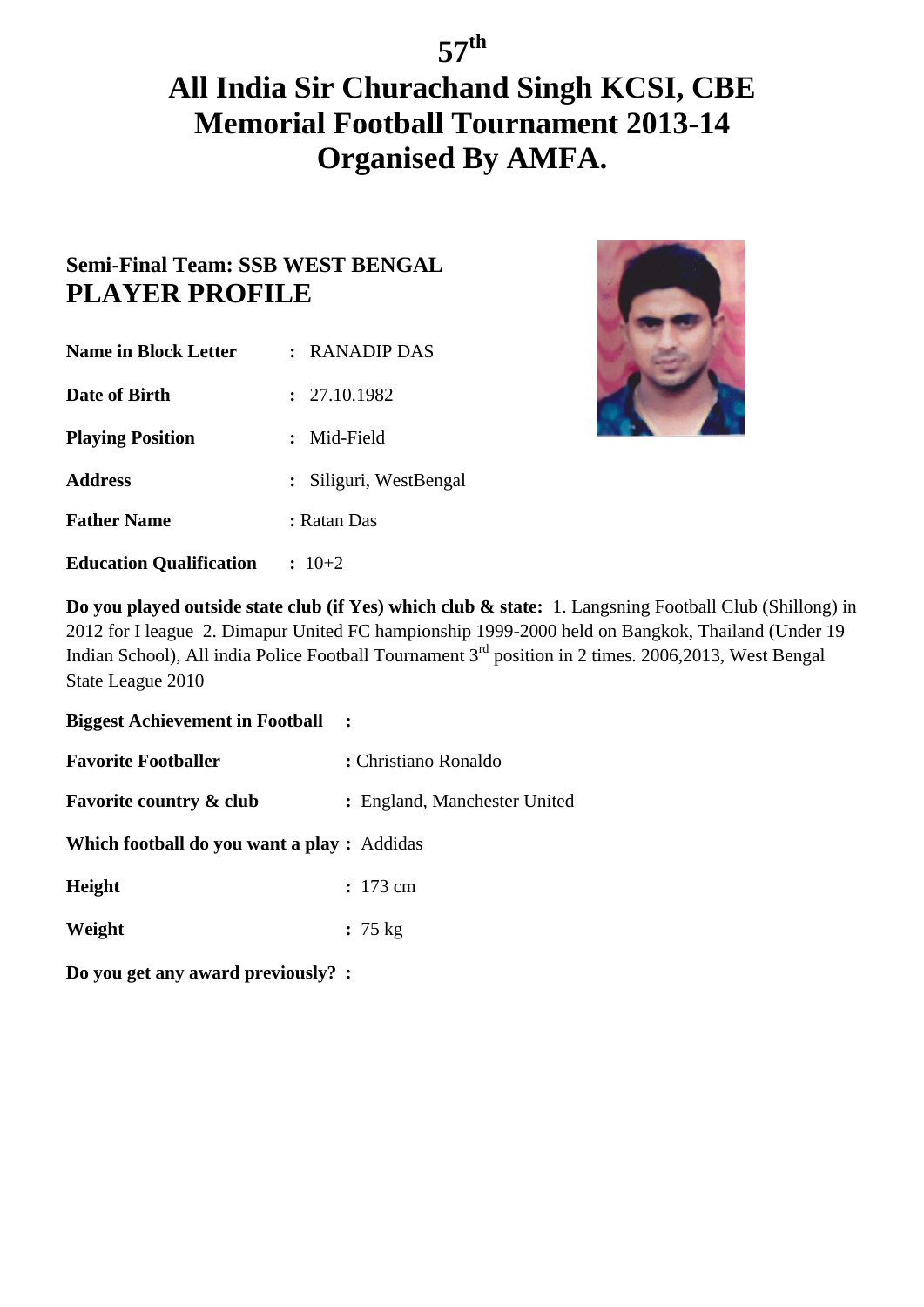# 57th

# All India Sir Churachand Singh KCSI, CBE Memorial Football Tournament 2013-14 Organised By AMFA.

**Semi-Final Team: SSB WEST BENGAL**

## PLAYER PROFILE

**Name in Block Letter** : RANADIP DAS

**Date of Birth** : 27.10.1982

**Playing Position** : Mid-Field

**Address** : Siliguri, WestBengal

**Father Name** : Ratan Das

**Education Qualification** : 10+2

**Do you played outside state club (if Yes) which club & state:** 1. Langsning Football Club (Shillong) in 2012 for I league 2. Dimapur United FC hampionship 1999-2000 held on Bangkok, Thailand (Under 19 Indian School), All india Police Football Tournament 3rd position in 2 times. 2006,2013, West Bengal State League 2010

**Biggest Achievement in Football** :

**Favorite Footballer** : Christiano Ronaldo

**Favorite country & club** : England, Manchester United

**Which football do you want a play** : Addidas

**Height** : 173 cm

**Weight** : 75 kg

**Do you get any award previously?** :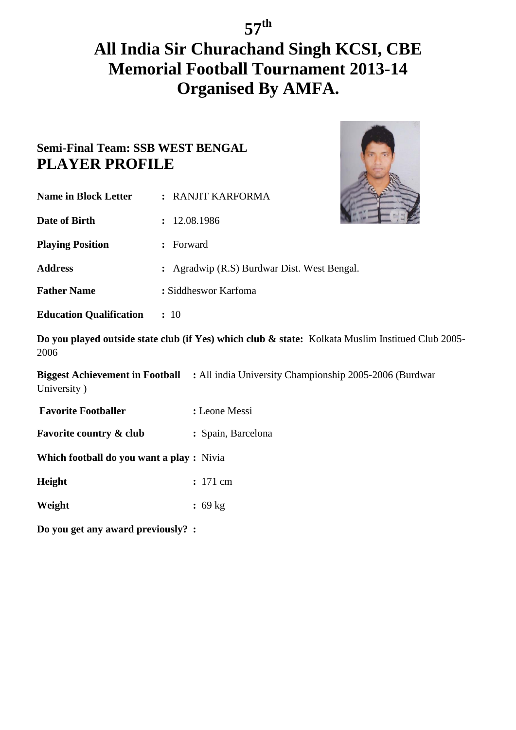# 57th

# All India Sir Churachand Singh KCSI, CBE Memorial Football Tournament 2013-14 Organised By AMFA.

## Semi-Final Team: SSB WEST BENGAL
## PLAYER PROFILE

**Name in Block Letter** : RANJIT KARFORMA

**Date of Birth** : 12.08.1986

**Playing Position** : Forward

**Address** : Agradwip (R.S) Burdwar Dist. West Bengal.

**Father Name** : Siddheswor Karfoma

**Education Qualification** : 10

**Do you played outside state club (if Yes) which club & state:** Kolkata Muslim Instituted Club 2005-2006

**Biggest Achievement in Football** : All india University Championship 2005-2006 (Burdwar University )

**Favorite Footballer** : Leone Messi

**Favorite country & club** : Spain, Barcelona

**Which football do you want a play** : Nivia

**Height** : 171 cm

**Weight** : 69 kg

**Do you get any award previously?** :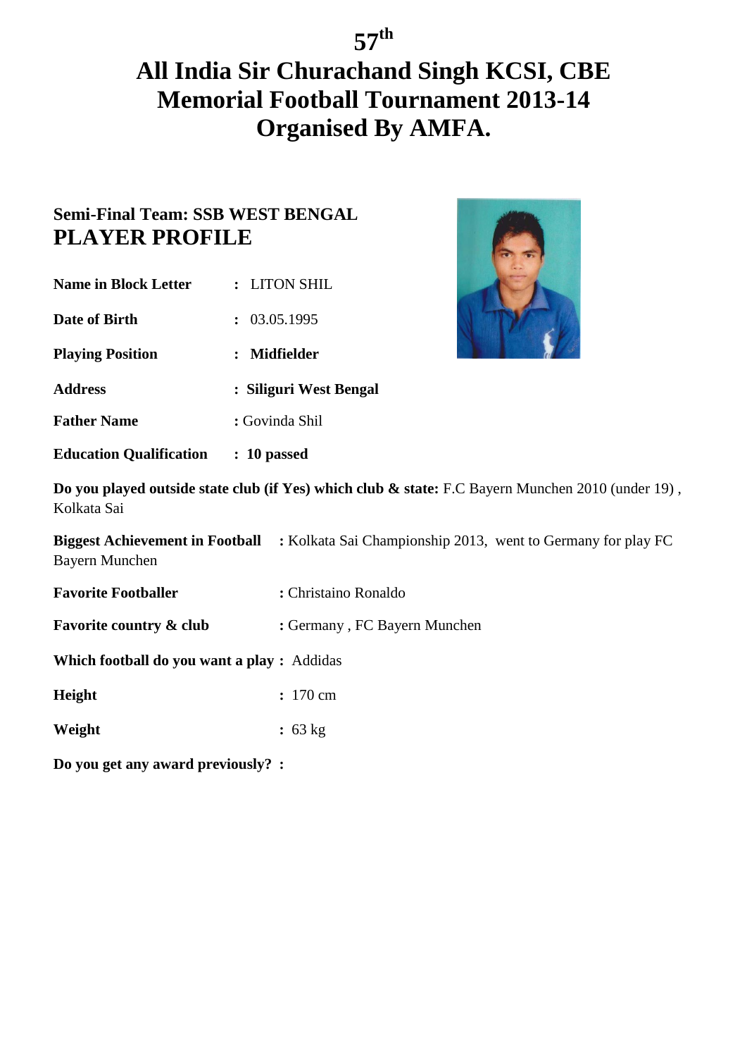# 57th All India Sir Churachand Singh KCSI, CBE Memorial Football Tournament 2013-14 Organised By AMFA.

**Semi-Final Team: SSB WEST BENGAL**

## PLAYER PROFILE

**Name in Block Letter** : LITON SHIL

**Date of Birth** : 03.05.1995

**Playing Position** : **Midfielder**

**Address** : **Siliguri West Bengal**

**Father Name** : Govinda Shil

**Education Qualification** : **10 passed**

**Do you played outside state club (if Yes) which club & state:** F.C Bayern Munchen 2010 (under 19) , Kolkata Sai

**Biggest Achievement in Football** : Kolkata Sai Championship 2013, went to Germany for play FC Bayern Munchen

**Favorite Footballer** : Christaino Ronaldo

**Favorite country & club** : Germany , FC Bayern Munchen

**Which football do you want a play** : Addidas

**Height** : 170 cm

**Weight** : 63 kg

**Do you get any award previously?** :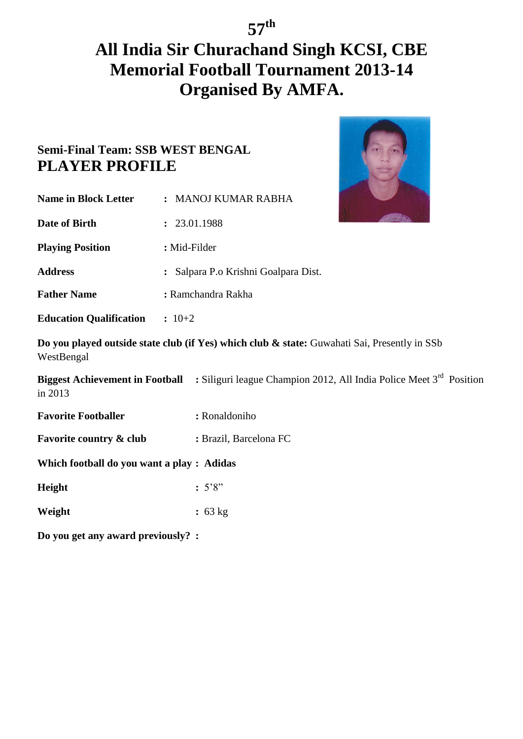# 57th

# All India Sir Churachand Singh KCSI, CBE Memorial Football Tournament 2013-14 Organised By AMFA.

## Semi-Final Team: SSB WEST BENGAL

## PLAYER PROFILE

**Name in Block Letter** : MANOJ KUMAR RABHA

**Date of Birth** : 23.01.1988

**Playing Position** : Mid-Filder

**Address** : Salpara P.o Krishni Goalpara Dist.

**Father Name** : Ramchandra Rakha

**Education Qualification** : 10+2

**Do you played outside state club (if Yes) which club & state:** Guwahati Sai, Presently in SSb WestBengal

**Biggest Achievement in Football** : Siliguri league Champion 2012, All India Police Meet 3rd Position in 2013

**Favorite Footballer** : Ronaldoniho

**Favorite country & club** : Brazil, Barcelona FC

**Which football do you want a play : Adidas**

**Height** : 5'8"

**Weight** : 63 kg

**Do you get any award previously? :**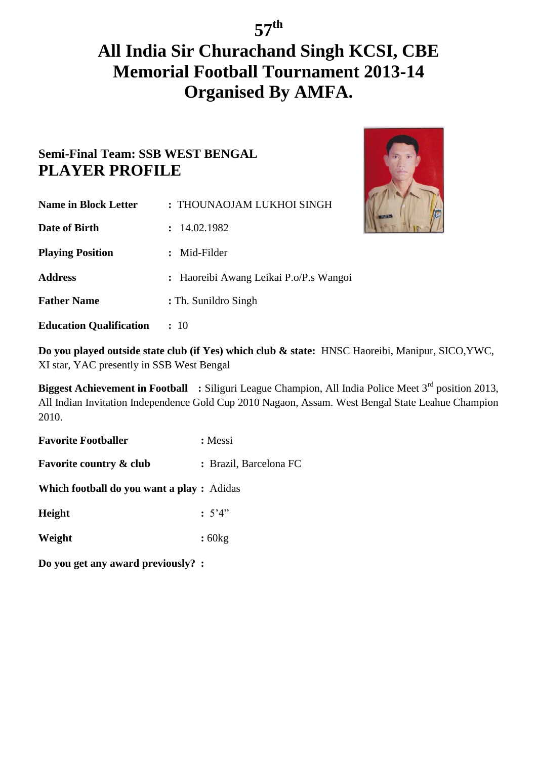# 57th All India Sir Churachand Singh KCSI, CBE Memorial Football Tournament 2013-14 Organised By AMFA.

**Semi-Final Team: SSB WEST BENGAL**

## PLAYER PROFILE

**Name in Block Letter** : THOUNAOJAM LUKHOI SINGH

**Date of Birth** : 14.02.1982

**Playing Position** : Mid-Filder

**Address** : Haoreibi Awang Leikai P.o/P.s Wangoi

**Father Name** : Th. Sunildro Singh

**Education Qualification** : 10

**Do you played outside state club (if Yes) which club & state:** HNSC Haoreibi, Manipur, SICO,YWC, XI star, YAC presently in SSB West Bengal

**Biggest Achievement in Football** : Siliguri League Champion, All India Police Meet 3rd position 2013, All Indian Invitation Independence Gold Cup 2010 Nagaon, Assam. West Bengal State Leahue Champion 2010.

**Favorite Footballer** : Messi

**Favorite country & club** : Brazil, Barcelona FC

**Which football do you want a play** : Adidas

**Height** : 5'4"

**Weight** : 60kg

**Do you get any award previously?** :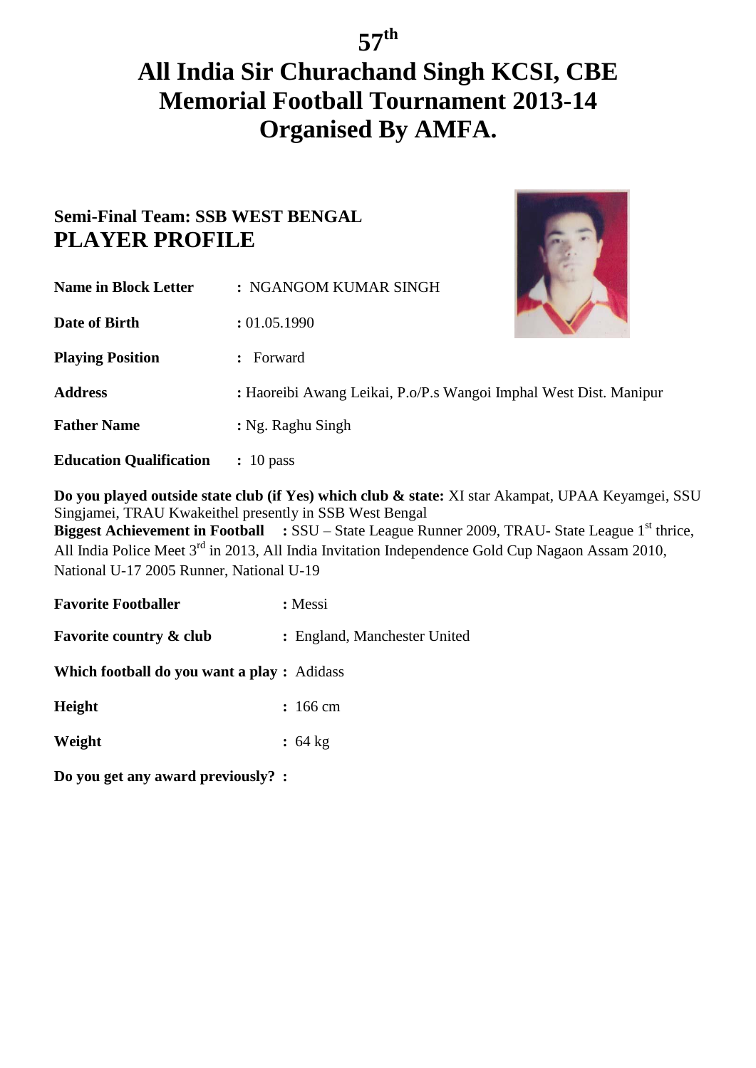# 57th

# All India Sir Churachand Singh KCSI, CBE Memorial Football Tournament 2013-14 Organised By AMFA.

## Semi-Final Team: SSB WEST BENGAL

## PLAYER PROFILE

**Name in Block Letter** : NGANGOM KUMAR SINGH

**Date of Birth** : 01.05.1990

**Playing Position** : Forward

**Address** : Haoreibi Awang Leikai, P.o/P.s Wangoi Imphal West Dist. Manipur

**Father Name** : Ng. Raghu Singh

**Education Qualification** : 10 pass

**Do you played outside state club (if Yes) which club & state:** XI star Akampat, UPAA Keyamgei, SSU Singjamei, TRAU Kwakeithel presently in SSB West Bengal

**Biggest Achievement in Football** : SSU – State League Runner 2009, TRAU- State League 1st thrice, All India Police Meet 3rd in 2013, All India Invitation Independence Gold Cup Nagaon Assam 2010, National U-17 2005 Runner, National U-19

**Favorite Footballer** : Messi

**Favorite country & club** : England, Manchester United

**Which football do you want a play** : Adidass

**Height** : 166 cm

**Weight** : 64 kg

**Do you get any award previously?** :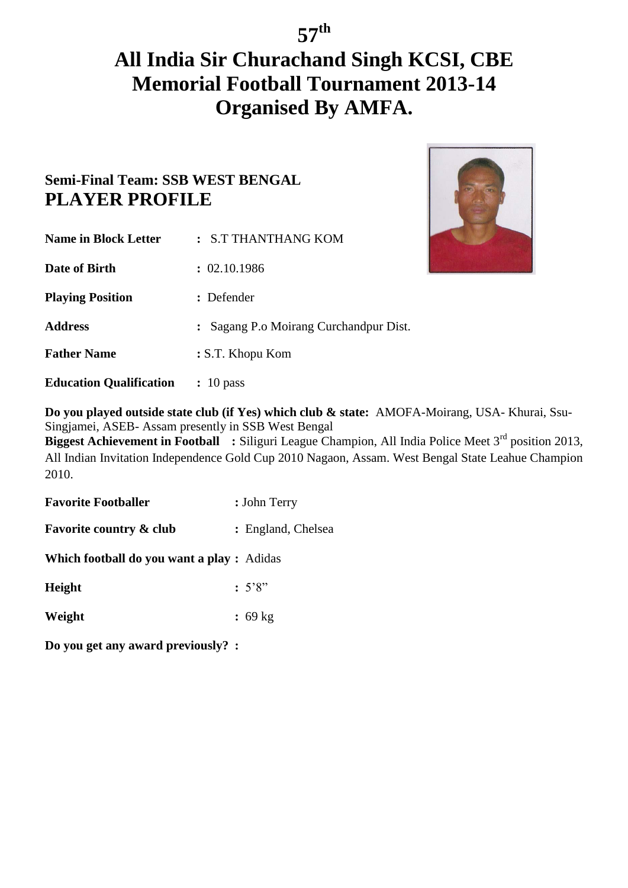# 57th

# All India Sir Churachand Singh KCSI, CBE Memorial Football Tournament 2013-14 Organised By AMFA.

## Semi-Final Team: SSB WEST BENGAL

## PLAYER PROFILE

**Name in Block Letter** : S.T THANTHANG KOM

**Date of Birth** : 02.10.1986

**Playing Position** : Defender

**Address** : Sagang P.o Moirang Curchandpur Dist.

**Father Name** : S.T. Khopu Kom

**Education Qualification** : 10 pass

**Do you played outside state club (if Yes) which club & state:** AMOFA-Moirang, USA- Khurai, Ssu-Singjamei, ASEB- Assam presently in SSB West Bengal

**Biggest Achievement in Football :** Siliguri League Champion, All India Police Meet 3rd position 2013, All Indian Invitation Independence Gold Cup 2010 Nagaon, Assam. West Bengal State Leahue Champion 2010.

**Favorite Footballer** : John Terry

**Favorite country & club** : England, Chelsea

**Which football do you want a play :** Adidas

**Height** : 5'8"

**Weight** : 69 kg

**Do you get any award previously? :**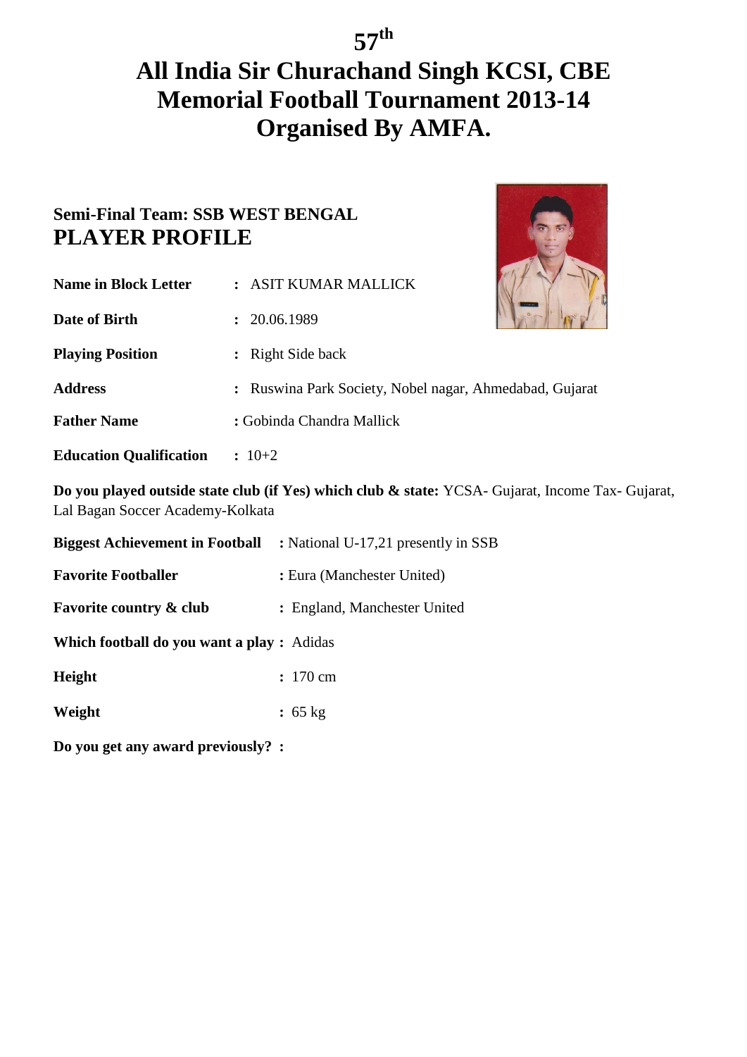# 57th

# All India Sir Churachand Singh KCSI, CBE Memorial Football Tournament 2013-14 Organised By AMFA.

## Semi-Final Team: SSB WEST BENGAL

## PLAYER PROFILE

**Name in Block Letter** : ASIT KUMAR MALLICK

**Date of Birth** : 20.06.1989

**Playing Position** : Right Side back

**Address** : Ruswina Park Society, Nobel nagar, Ahmedabad, Gujarat

**Father Name** : Gobinda Chandra Mallick

**Education Qualification** : 10+2

**Do you played outside state club (if Yes) which club & state:** YCSA- Gujarat, Income Tax- Gujarat, Lal Bagan Soccer Academy-Kolkata

**Biggest Achievement in Football** : National U-17,21 presently in SSB

**Favorite Footballer** : Eura (Manchester United)

**Favorite country & club** : England, Manchester United

**Which football do you want a play** : Adidas

**Height** : 170 cm

**Weight** : 65 kg

**Do you get any award previously?** :